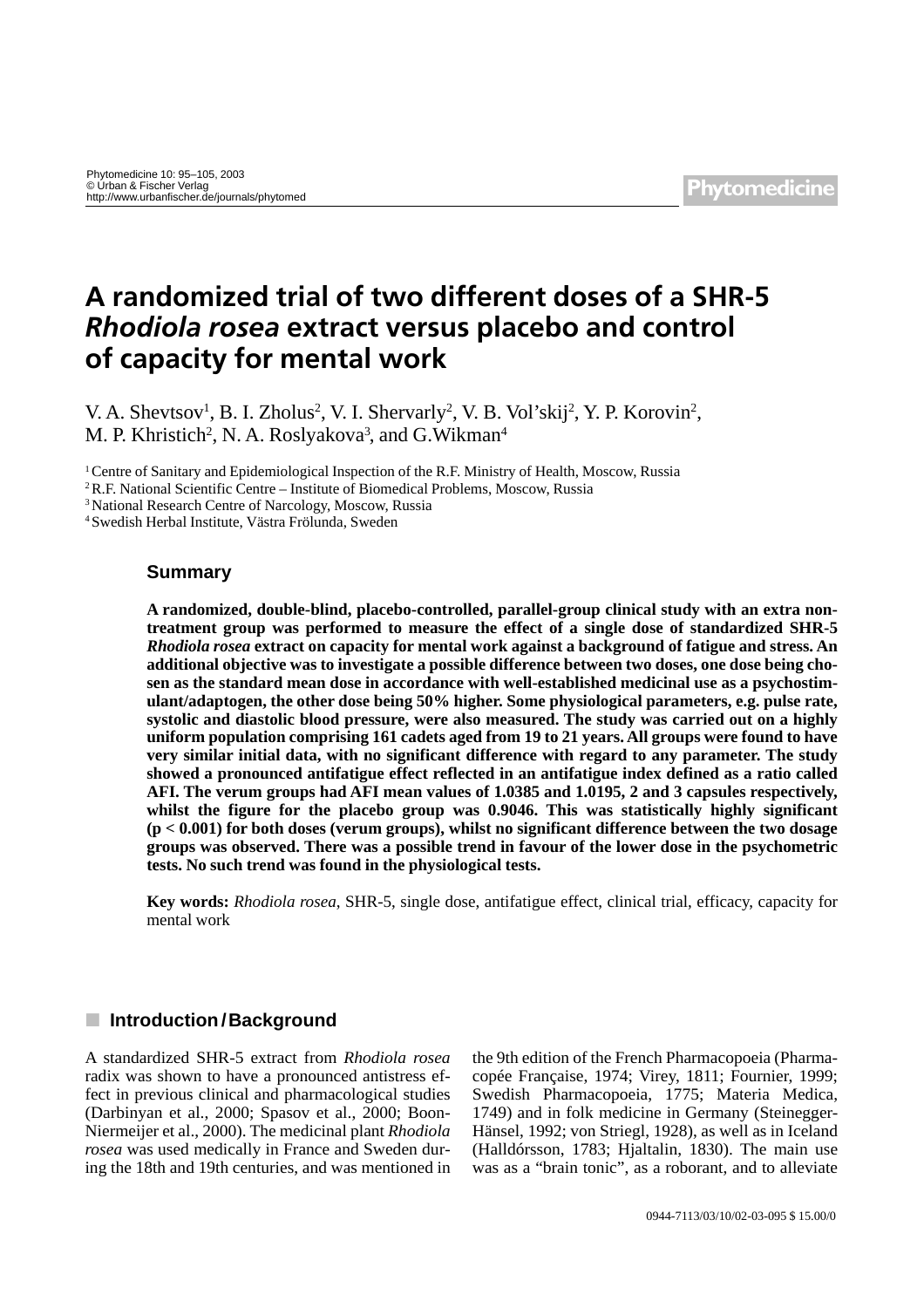# A randomized trial of two different doses of a SHR-5 *Rhodiola rosea* extract versus placebo and control of capacity for mental work

V. A. Shevtsov[1], B. I. Zholus[2], V. I. Shervarly[2], V. B. Vol'skij[2], Y. P. Korovin[2], M. P. Khristich[2], N. A. Roslyakova[3], and G.Wikman[4]

[1] Centre of Sanitary and Epidemiological Inspection of the R.F. Ministry of Health, Moscow, Russia
[2] R.F. National Scientific Centre – Institute of Biomedical Problems, Moscow, Russia
[3] National Research Centre of Narcology, Moscow, Russia
[4] Swedish Herbal Institute, Västra Frölunda, Sweden

## Summary

**A randomized, double-blind, placebo-controlled, parallel-group clinical study with an extra non-treatment group was performed to measure the effect of a single dose of standardized SHR-5 *Rhodiola rosea* extract on capacity for mental work against a background of fatigue and stress. An additional objective was to investigate a possible difference between two doses, one dose being chosen as the standard mean dose in accordance with well-established medicinal use as a psychostimulant/adaptogen, the other dose being 50% higher. Some physiological parameters, e.g. pulse rate, systolic and diastolic blood pressure, were also measured. The study was carried out on a highly uniform population comprising 161 cadets aged from 19 to 21 years. All groups were found to have very similar initial data, with no significant difference with regard to any parameter. The study showed a pronounced antifatigue effect reflected in an antifatigue index defined as a ratio called AFI. The verum groups had AFI mean values of 1.0385 and 1.0195, 2 and 3 capsules respectively, whilst the figure for the placebo group was 0.9046. This was statistically highly significant ($p < 0.001$) for both doses (verum groups), whilst no significant difference between the two dosage groups was observed. There was a possible trend in favour of the lower dose in the psychometric tests. No such trend was found in the physiological tests.**

**Key words:** *Rhodiola rosea*, SHR-5, single dose, antifatigue effect, clinical trial, efficacy, capacity for mental work

## Introduction / Background

A standardized SHR-5 extract from *Rhodiola rosea* radix was shown to have a pronounced antistress effect in previous clinical and pharmacological studies (Darbinyan et al., 2000; Spasov et al., 2000; Boon-Niermeijer et al., 2000). The medicinal plant *Rhodiola rosea* was used medically in France and Sweden during the 18th and 19th centuries, and was mentioned in the 9th edition of the French Pharmacopoeia (Pharmacopée Française, 1974; Virey, 1811; Fournier, 1999; Swedish Pharmacopoeia, 1775; Materia Medica, 1749) and in folk medicine in Germany (Steinegger-Hänsel, 1992; von Striegl, 1928), as well as in Iceland (Halldórsson, 1783; Hjaltalin, 1830). The main use was as a "brain tonic", as a roborant, and to alleviate

0944-7113/03/10/02-03-095 $ 15.00/0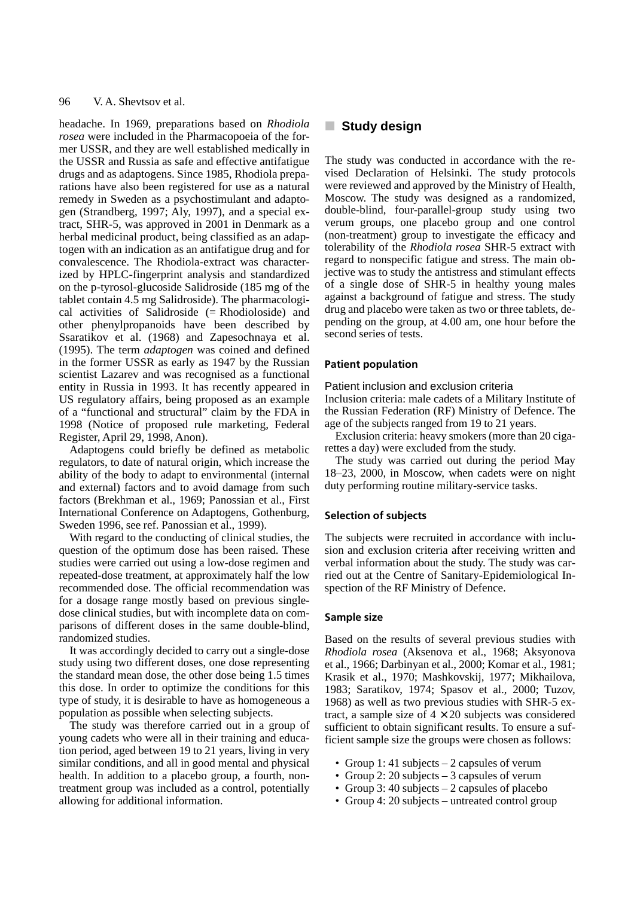headache. In 1969, preparations based on *Rhodiola rosea* were included in the Pharmacopoeia of the former USSR, and they are well established medically in the USSR and Russia as safe and effective antifatigue drugs and as adaptogens. Since 1985, Rhodiola preparations have also been registered for use as a natural remedy in Sweden as a psychostimulant and adaptogen (Strandberg, 1997; Aly, 1997), and a special extract, SHR-5, was approved in 2001 in Denmark as a herbal medicinal product, being classified as an adaptogen with an indication as an antifatigue drug and for convalescence. The Rhodiola-extract was characterized by HPLC-fingerprint analysis and standardized on the p-tyrosol-glucoside Salidroside (185 mg of the tablet contain 4.5 mg Salidroside). The pharmacological activities of Salidroside (= Rhodioloside) and other phenylpropanoids have been described by Ssaratikov et al. (1968) and Zapesochnaya et al. (1995). The term *adaptogen* was coined and defined in the former USSR as early as 1947 by the Russian scientist Lazarev and was recognised as a functional entity in Russia in 1993. It has recently appeared in US regulatory affairs, being proposed as an example of a "functional and structural" claim by the FDA in 1998 (Notice of proposed rule marketing, Federal Register, April 29, 1998, Anon).

Adaptogens could briefly be defined as metabolic regulators, to date of natural origin, which increase the ability of the body to adapt to environmental (internal and external) factors and to avoid damage from such factors (Brekhman et al., 1969; Panossian et al., First International Conference on Adaptogens, Gothenburg, Sweden 1996, see ref. Panossian et al., 1999).

With regard to the conducting of clinical studies, the question of the optimum dose has been raised. These studies were carried out using a low-dose regimen and repeated-dose treatment, at approximately half the low recommended dose. The official recommendation was for a dosage range mostly based on previous single-dose clinical studies, but with incomplete data on comparisons of different doses in the same double-blind, randomized studies.

It was accordingly decided to carry out a single-dose study using two different doses, one dose representing the standard mean dose, the other dose being 1.5 times this dose. In order to optimize the conditions for this type of study, it is desirable to have as homogeneous a population as possible when selecting subjects.

The study was therefore carried out in a group of young cadets who were all in their training and education period, aged between 19 to 21 years, living in very similar conditions, and all in good mental and physical health. In addition to a placebo group, a fourth, non-treatment group was included as a control, potentially allowing for additional information.

## Study design

The study was conducted in accordance with the revised Declaration of Helsinki. The study protocols were reviewed and approved by the Ministry of Health, Moscow. The study was designed as a randomized, double-blind, four-parallel-group study using two verum groups, one placebo group and one control (non-treatment) group to investigate the efficacy and tolerability of the *Rhodiola rosea* SHR-5 extract with regard to nonspecific fatigue and stress. The main objective was to study the antistress and stimulant effects of a single dose of SHR-5 in healthy young males against a background of fatigue and stress. The study drug and placebo were taken as two or three tablets, depending on the group, at 4.00 am, one hour before the second series of tests.

### Patient population

#### Patient inclusion and exclusion criteria

Inclusion criteria: male cadets of a Military Institute of the Russian Federation (RF) Ministry of Defence. The age of the subjects ranged from 19 to 21 years.

Exclusion criteria: heavy smokers (more than 20 cigarettes a day) were excluded from the study.

The study was carried out during the period May 18–23, 2000, in Moscow, when cadets were on night duty performing routine military-service tasks.

### Selection of subjects

The subjects were recruited in accordance with inclusion and exclusion criteria after receiving written and verbal information about the study. The study was carried out at the Centre of Sanitary-Epidemiological Inspection of the RF Ministry of Defence.

### Sample size

Based on the results of several previous studies with *Rhodiola rosea* (Aksenova et al., 1968; Aksyonova et al., 1966; Darbinyan et al., 2000; Komar et al., 1981; Krasik et al., 1970; Mashkovskij, 1977; Mikhailova, 1983; Saratikov, 1974; Spasov et al., 2000; Tuzov, 1968) as well as two previous studies with SHR-5 extract, a sample size of $4 \times 20$ subjects was considered sufficient to obtain significant results. To ensure a sufficient sample size the groups were chosen as follows:

- Group 1: 41 subjects – 2 capsules of verum
- Group 2: 20 subjects – 3 capsules of verum
- Group 3: 40 subjects – 2 capsules of placebo
- Group 4: 20 subjects – untreated control group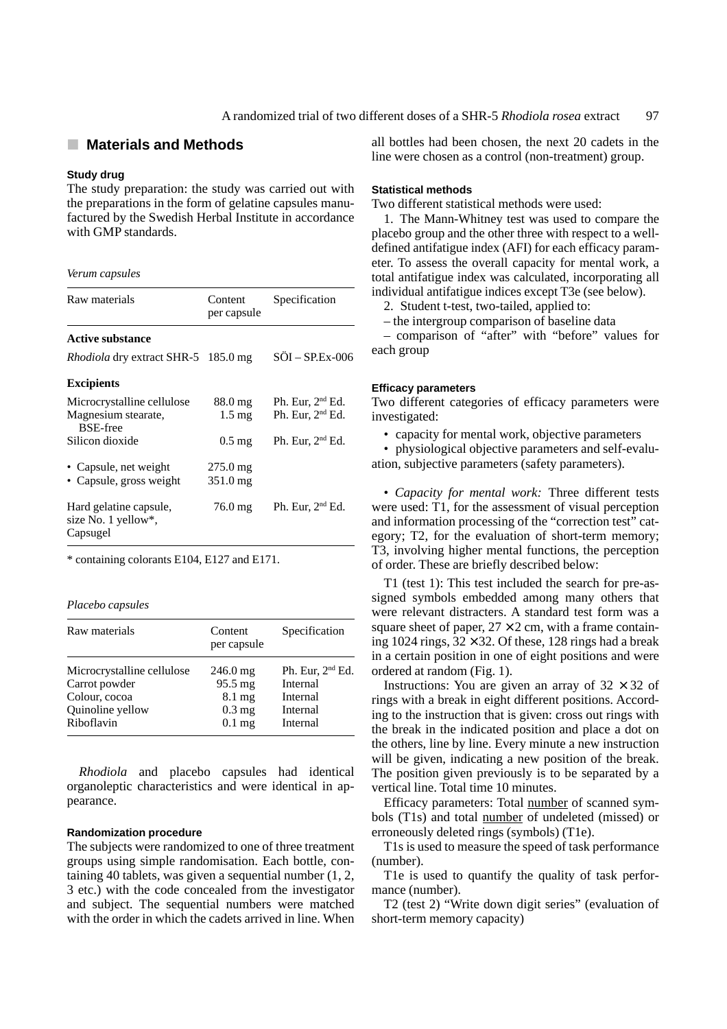## Materials and Methods

### Study drug

The study preparation: the study was carried out with the preparations in the form of gelatine capsules manufactured by the Swedish Herbal Institute in accordance with GMP standards.

*Verum capsules*

| Raw materials | Content per capsule | Specification |
|---|---|---|
| **Active substance** | | |
| *Rhodiola* dry extract SHR-5 | 185.0 mg | SÖI – SP.Ex-006 |
| **Excipients** | | |
| Microcrystalline cellulose | 88.0 mg | Ph. Eur, 2nd Ed. |
| Magnesium stearate, BSE-free | 1.5 mg | Ph. Eur, 2nd Ed. |
| Silicon dioxide | 0.5 mg | Ph. Eur, 2nd Ed. |
| • Capsule, net weight | 275.0 mg | |
| • Capsule, gross weight | 351.0 mg | |
| Hard gelatine capsule, size No. 1 yellow*, Capsugel | 76.0 mg | Ph. Eur, 2nd Ed. |

\* containing colorants E104, E127 and E171.

*Placebo capsules*

| Raw materials | Content per capsule | Specification |
|---|---|---|
| Microcrystalline cellulose | 246.0 mg | Ph. Eur, 2nd Ed. |
| Carrot powder | 95.5 mg | Internal |
| Colour, cocoa | 8.1 mg | Internal |
| Quinoline yellow | 0.3 mg | Internal |
| Riboflavin | 0.1 mg | Internal |

*Rhodiola* and placebo capsules had identical organoleptic characteristics and were identical in appearance.

### Randomization procedure

The subjects were randomized to one of three treatment groups using simple randomisation. Each bottle, containing 40 tablets, was given a sequential number (1, 2, 3 etc.) with the code concealed from the investigator and subject. The sequential numbers were matched with the order in which the cadets arrived in line. When all bottles had been chosen, the next 20 cadets in the line were chosen as a control (non-treatment) group.

### Statistical methods

Two different statistical methods were used:

1. The Mann-Whitney test was used to compare the placebo group and the other three with respect to a well-defined antifatigue index (AFI) for each efficacy parameter. To assess the overall capacity for mental work, a total antifatigue index was calculated, incorporating all individual antifatigue indices except T3e (see below).

2. Student t-test, two-tailed, applied to:

– the intergroup comparison of baseline data

– comparison of "after" with "before" values for each group

### Efficacy parameters

Two different categories of efficacy parameters were investigated:

- capacity for mental work, objective parameters
- physiological objective parameters and self-evaluation, subjective parameters (safety parameters).

• *Capacity for mental work:* Three different tests were used: T1, for the assessment of visual perception and information processing of the "correction test" category; T2, for the evaluation of short-term memory; T3, involving higher mental functions, the perception of order. These are briefly described below:

T1 (test 1): This test included the search for pre-assigned symbols embedded among many others that were relevant distracters. A standard test form was a square sheet of paper, 27 × 2 cm, with a frame containing 1024 rings, 32 × 32. Of these, 128 rings had a break in a certain position in one of eight positions and were ordered at random (Fig. 1).

Instructions: You are given an array of 32 × 32 of rings with a break in eight different positions. According to the instruction that is given: cross out rings with the break in the indicated position and place a dot on the others, line by line. Every minute a new instruction will be given, indicating a new position of the break. The position given previously is to be separated by a vertical line. Total time 10 minutes.

Efficacy parameters: Total number of scanned symbols (T1s) and total number of undeleted (missed) or erroneously deleted rings (symbols) (T1e).

T1s is used to measure the speed of task performance (number).

T1e is used to quantify the quality of task performance (number).

T2 (test 2) "Write down digit series" (evaluation of short-term memory capacity)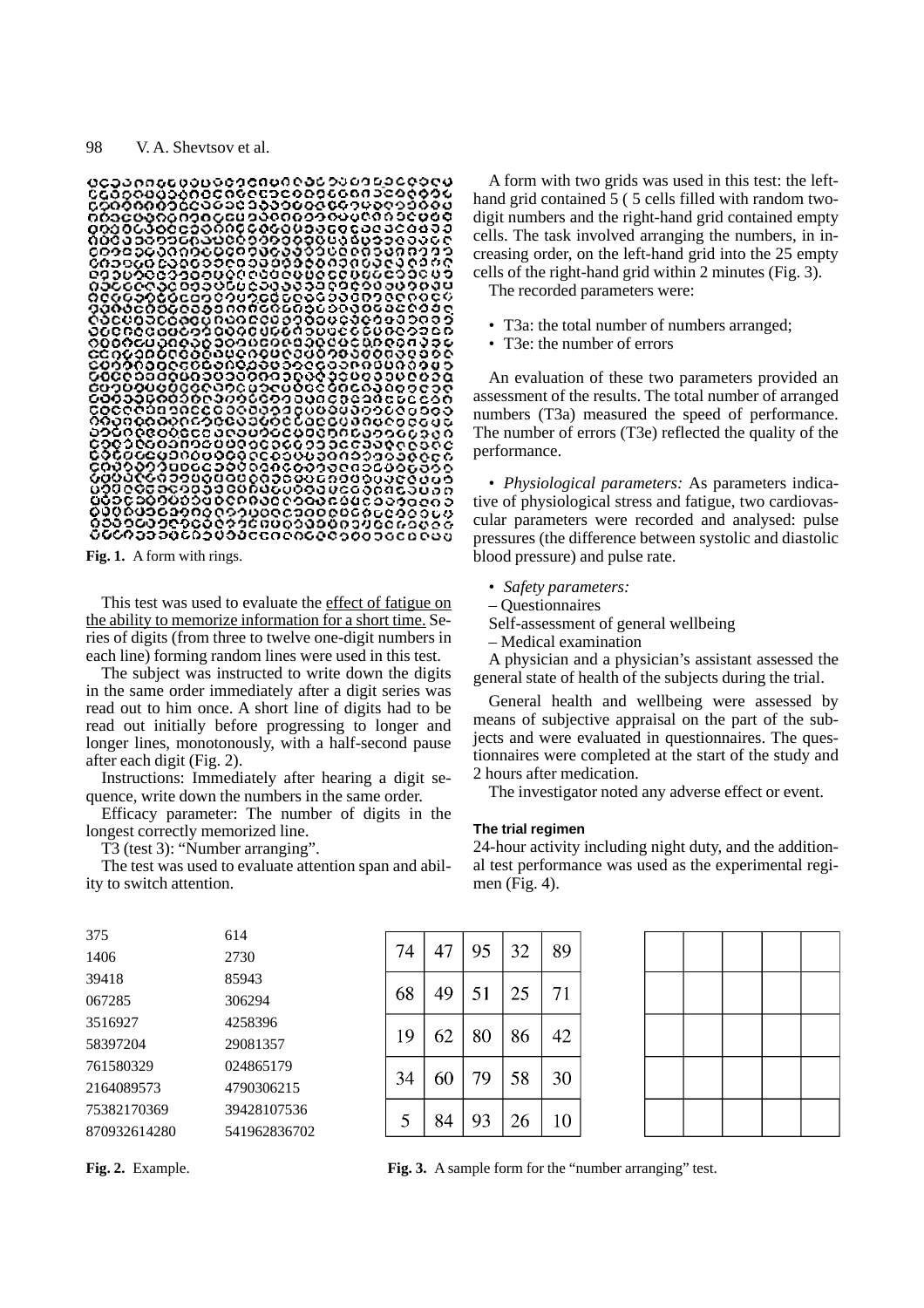Fig. 1. A form with rings.

This test was used to evaluate the effect of fatigue on the ability to memorize information for a short time. Series of digits (from three to twelve one-digit numbers in each line) forming random lines were used in this test.

The subject was instructed to write down the digits in the same order immediately after a digit series was read out to him once. A short line of digits had to be read out initially before progressing to longer and longer lines, monotonously, with a half-second pause after each digit (Fig. 2).

Instructions: Immediately after hearing a digit sequence, write down the numbers in the same order.

Efficacy parameter: The number of digits in the longest correctly memorized line.

T3 (test 3): "Number arranging".

The test was used to evaluate attention span and ability to switch attention.

A form with two grids was used in this test: the left-hand grid contained 5 ( 5 cells filled with random two-digit numbers and the right-hand grid contained empty cells. The task involved arranging the numbers, in increasing order, on the left-hand grid into the 25 empty cells of the right-hand grid within 2 minutes (Fig. 3).

The recorded parameters were:

- T3a: the total number of numbers arranged;
- T3e: the number of errors

An evaluation of these two parameters provided an assessment of the results. The total number of arranged numbers (T3a) measured the speed of performance. The number of errors (T3e) reflected the quality of the performance.

- *Physiological parameters:* As parameters indicative of physiological stress and fatigue, two cardiovascular parameters were recorded and analysed: pulse pressures (the difference between systolic and diastolic blood pressure) and pulse rate.

- *Safety parameters:*

– Questionnaires

Self-assessment of general wellbeing

– Medical examination

A physician and a physician's assistant assessed the general state of health of the subjects during the trial.

General health and wellbeing were assessed by means of subjective appraisal on the part of the subjects and were evaluated in questionnaires. The questionnaires were completed at the start of the study and 2 hours after medication.

The investigator noted any adverse effect or event.

#### The trial regimen

24-hour activity including night duty, and the additional test performance was used as the experimental regimen (Fig. 4).

| | |
|---|---|
| 375 | 614 |
| 1406 | 2730 |
| 39418 | 85943 |
| 067285 | 306294 |
| 3516927 | 4258396 |
| 58397204 | 29081357 |
| 761580329 | 024865179 |
| 2164089573 | 4790306215 |
| 75382170369 | 39428107536 |
| 870932614280 | 541962836702 |

Fig. 2. Example.

| | | | | |
|---|---|---|---|---|
| 74 | 47 | 95 | 32 | 89 |
| 68 | 49 | 51 | 25 | 71 |
| 19 | 62 | 80 | 86 | 42 |
| 34 | 60 | 79 | 58 | 30 |
| 5 | 84 | 93 | 26 | 10 |

| | | | | |
|---|---|---|---|---|
| | | | | |
| | | | | |
| | | | | |
| | | | | |
| | | | | |

Fig. 3. A sample form for the "number arranging" test.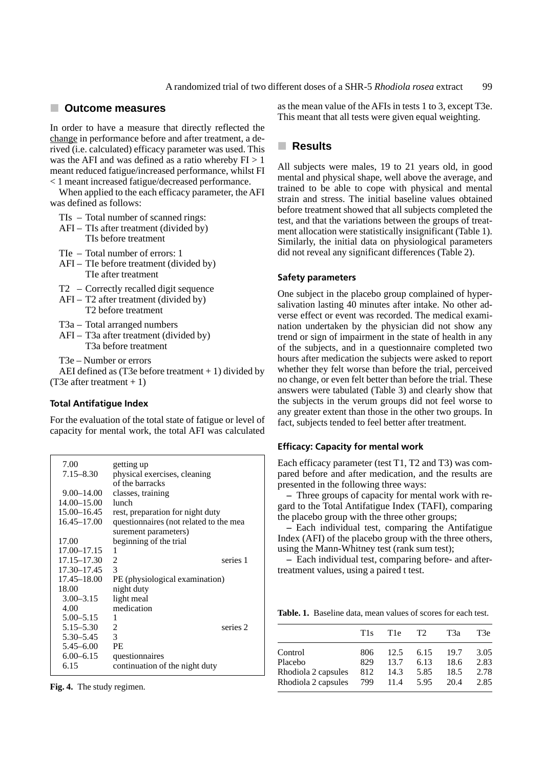## Outcome measures

In order to have a measure that directly reflected the change in performance before and after treatment, a derived (i.e. calculated) efficacy parameter was used. This was the AFI and was defined as a ratio whereby FI > 1 meant reduced fatigue/increased performance, whilst FI < 1 meant increased fatigue/decreased performance.

When applied to the each efficacy parameter, the AFI was defined as follows:

TIs – Total number of scanned rings:
AFI – TIs after treatment (divided by) TIs before treatment

TIe – Total number of errors: 1
AFI – TIe before treatment (divided by) TIe after treatment

T2 – Correctly recalled digit sequence
AFI – T2 after treatment (divided by) T2 before treatment

T3a – Total arranged numbers
AFI – T3a after treatment (divided by) T3a before treatment

T3e – Number or errors
AEI defined as (T3e before treatment + 1) divided by (T3e after treatment + 1)

### Total Antifatigue Index

For the evaluation of the total state of fatigue or level of capacity for mental work, the total AFI was calculated as the mean value of the AFIs in tests 1 to 3, except T3e. This meant that all tests were given equal weighting.

| | | |
|---|---|---|
| 7.00 | getting up | |
| 7.15–8.30 | physical exercises, cleaning of the barracks | |
| 9.00–14.00 | classes, training | |
| 14.00–15.00 | lunch | |
| 15.00–16.45 | rest, preparation for night duty | |
| 16.45–17.00 | questionnaires (not related to the mea surement parameters) | |
| 17.00 | beginning of the trial | |
| 17.00–17.15 | 1 | |
| 17.15–17.30 | 2 | series 1 |
| 17.30–17.45 | 3 | |
| 17.45–18.00 | PE (physiological examination) | |
| 18.00 | night duty | |
| 3.00–3.15 | light meal | |
| 4.00 | medication | |
| 5.00–5.15 | 1 | |
| 5.15–5.30 | 2 | series 2 |
| 5.30–5.45 | 3 | |
| 5.45–6.00 | PE | |
| 6.00–6.15 | questionnaires | |
| 6.15 | continuation of the night duty | |

**Fig. 4.** The study regimen.

## Results

All subjects were males, 19 to 21 years old, in good mental and physical shape, well above the average, and trained to be able to cope with physical and mental strain and stress. The initial baseline values obtained before treatment showed that all subjects completed the test, and that the variations between the groups of treatment allocation were statistically insignificant (Table 1). Similarly, the initial data on physiological parameters did not reveal any significant differences (Table 2).

### Safety parameters

One subject in the placebo group complained of hypersalivation lasting 40 minutes after intake. No other adverse effect or event was recorded. The medical examination undertaken by the physician did not show any trend or sign of impairment in the state of health in any of the subjects, and in a questionnaire completed two hours after medication the subjects were asked to report whether they felt worse than before the trial, perceived no change, or even felt better than before the trial. These answers were tabulated (Table 3) and clearly show that the subjects in the verum groups did not feel worse to any greater extent than those in the other two groups. In fact, subjects tended to feel better after treatment.

### Efficacy: Capacity for mental work

Each efficacy parameter (test T1, T2 and T3) was compared before and after medication, and the results are presented in the following three ways:

– Three groups of capacity for mental work with regard to the Total Antifatigue Index (TAFI), comparing the placebo group with the three other groups;

– Each individual test, comparing the Antifatigue Index (AFI) of the placebo group with the three others, using the Mann-Whitney test (rank sum test);

– Each individual test, comparing before- and after-treatment values, using a paired t test.

**Table. 1.** Baseline data, mean values of scores for each test.

| | T1s | T1e | T2 | T3a | T3e |
|---|---|---|---|---|---|
| Control | 806 | 12.5 | 6.15 | 19.7 | 3.05 |
| Placebo | 829 | 13.7 | 6.13 | 18.6 | 2.83 |
| Rhodiola 2 capsules | 812 | 14.3 | 5.85 | 18.5 | 2.78 |
| Rhodiola 2 capsules | 799 | 11.4 | 5.95 | 20.4 | 2.85 |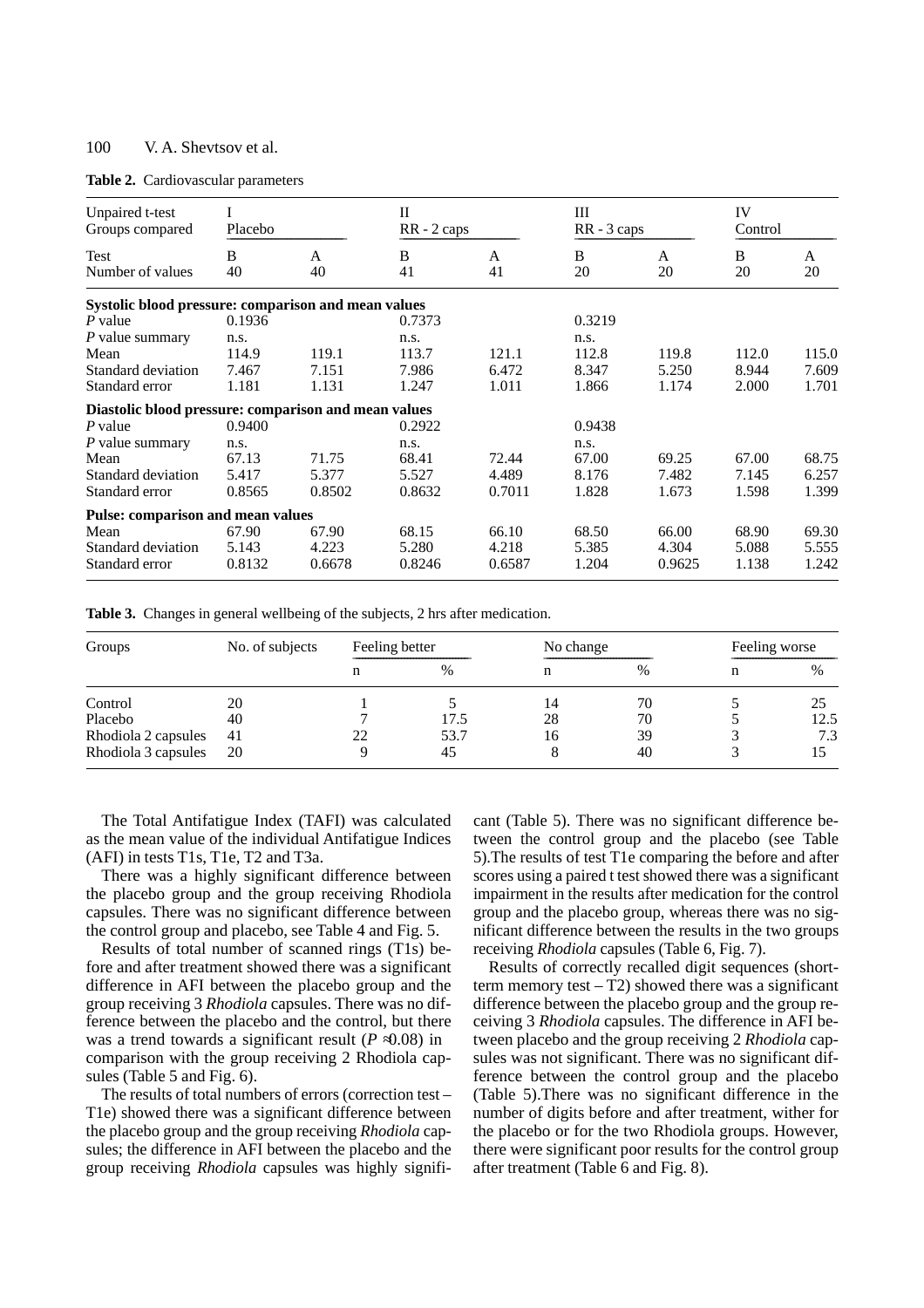**Table 2.** Cardiovascular parameters

| Unpaired t-test Groups compared | I Placebo | | II RR - 2 caps | | III RR - 3 caps | | IV Control | |
|---|---|---|---|---|---|---|---|---|
| Test | B | A | B | A | B | A | B | A |
| Number of values | 40 | 40 | 41 | 41 | 20 | 20 | 20 | 20 |
| **Systolic blood pressure: comparison and mean values** | | | | | | | | |
| *P* value | 0.1936 | | 0.7373 | | 0.3219 | | | |
| *P* value summary | n.s. | | n.s. | | n.s. | | | |
| Mean | 114.9 | 119.1 | 113.7 | 121.1 | 112.8 | 119.8 | 112.0 | 115.0 |
| Standard deviation | 7.467 | 7.151 | 7.986 | 6.472 | 8.347 | 5.250 | 8.944 | 7.609 |
| Standard error | 1.181 | 1.131 | 1.247 | 1.011 | 1.866 | 1.174 | 2.000 | 1.701 |
| **Diastolic blood pressure: comparison and mean values** | | | | | | | | |
| *P* value | 0.9400 | | 0.2922 | | 0.9438 | | | |
| *P* value summary | n.s. | | n.s. | | n.s. | | | |
| Mean | 67.13 | 71.75 | 68.41 | 72.44 | 67.00 | 69.25 | 67.00 | 68.75 |
| Standard deviation | 5.417 | 5.377 | 5.527 | 4.489 | 8.176 | 7.482 | 7.145 | 6.257 |
| Standard error | 0.8565 | 0.8502 | 0.8632 | 0.7011 | 1.828 | 1.673 | 1.598 | 1.399 |
| **Pulse: comparison and mean values** | | | | | | | | |
| Mean | 67.90 | 67.90 | 68.15 | 66.10 | 68.50 | 66.00 | 68.90 | 69.30 |
| Standard deviation | 5.143 | 4.223 | 5.280 | 4.218 | 5.385 | 4.304 | 5.088 | 5.555 |
| Standard error | 0.8132 | 0.6678 | 0.8246 | 0.6587 | 1.204 | 0.9625 | 1.138 | 1.242 |

**Table 3.** Changes in general wellbeing of the subjects, 2 hrs after medication.

| Groups | No. of subjects | Feeling better | | No change | | Feeling worse | |
|---|---|---|---|---|---|---|---|
| | | n | % | n | % | n | % |
| Control | 20 | 1 | 5 | 14 | 70 | 5 | 25 |
| Placebo | 40 | 7 | 17.5 | 28 | 70 | 5 | 12.5 |
| Rhodiola 2 capsules | 41 | 22 | 53.7 | 16 | 39 | 3 | 7.3 |
| Rhodiola 3 capsules | 20 | 9 | 45 | 8 | 40 | 3 | 15 |

The Total Antifatigue Index (TAFI) was calculated as the mean value of the individual Antifatigue Indices (AFI) in tests T1s, T1e, T2 and T3a.

There was a highly significant difference between the placebo group and the group receiving Rhodiola capsules. There was no significant difference between the control group and placebo, see Table 4 and Fig. 5.

Results of total number of scanned rings (T1s) before and after treatment showed there was a significant difference in AFI between the placebo group and the group receiving 3 *Rhodiola* capsules. There was no difference between the placebo and the control, but there was a trend towards a significant result ($P \approx 0.08$) in comparison with the group receiving 2 Rhodiola capsules (Table 5 and Fig. 6).

The results of total numbers of errors (correction test – T1e) showed there was a significant difference between the placebo group and the group receiving *Rhodiola* capsules; the difference in AFI between the placebo and the group receiving *Rhodiola* capsules was highly significant (Table 5). There was no significant difference between the control group and the placebo (see Table 5).The results of test T1e comparing the before and after scores using a paired t test showed there was a significant impairment in the results after medication for the control group and the placebo group, whereas there was no significant difference between the results in the two groups receiving *Rhodiola* capsules (Table 6, Fig. 7).

Results of correctly recalled digit sequences (short-term memory test – T2) showed there was a significant difference between the placebo group and the group receiving 3 *Rhodiola* capsules. The difference in AFI between placebo and the group receiving 2 *Rhodiola* capsules was not significant. There was no significant difference between the control group and the placebo (Table 5).There was no significant difference in the number of digits before and after treatment, wither for the placebo or for the two Rhodiola groups. However, there were significant poor results for the control group after treatment (Table 6 and Fig. 8).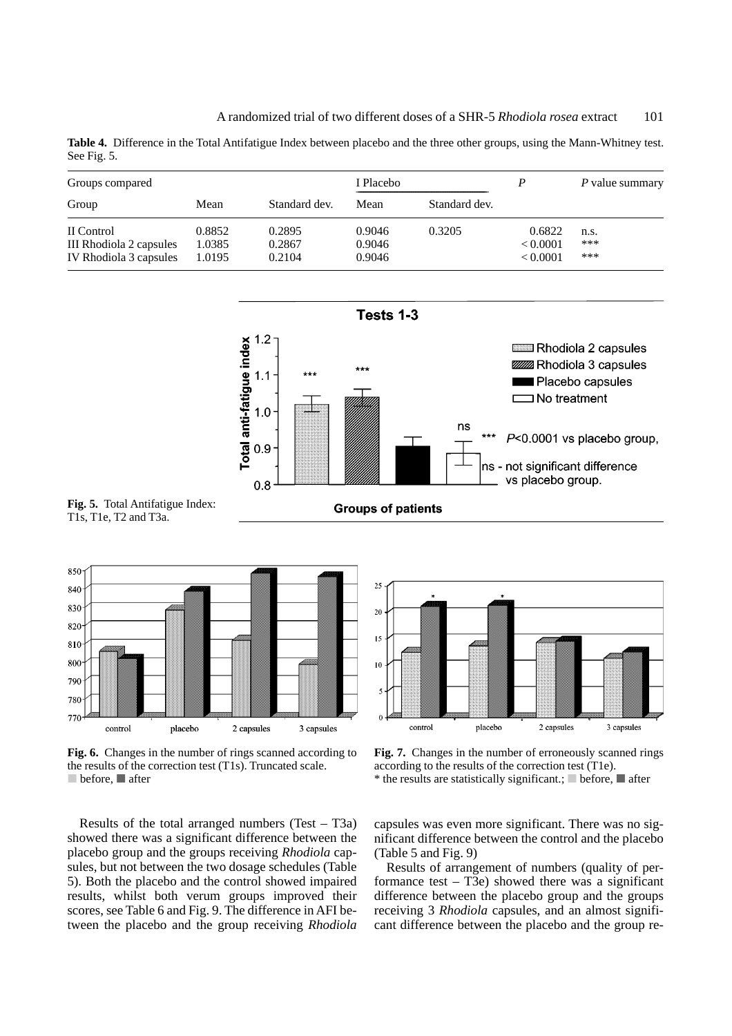**Table 4.** Difference in the Total Antifatigue Index between placebo and the three other groups, using the Mann-Whitney test. See Fig. 5.

| Groups compared | | | I Placebo | | *P* | *P* value summary |
|---|---|---|---|---|---|---|
| Group | Mean | Standard dev. | Mean | Standard dev. | | |
| II Control | 0.8852 | 0.2895 | 0.9046 | 0.3205 | 0.6822 | n.s. |
| III Rhodiola 2 capsules | 1.0385 | 0.2867 | 0.9046 | | < 0.0001 | *** |
| IV Rhodiola 3 capsules | 1.0195 | 0.2104 | 0.9046 | | < 0.0001 | *** |

**Fig. 5.** Total Antifatigue Index: T1s, T1e, T2 and T3a.

**Fig. 6.** Changes in the number of rings scanned according to the results of the correction test (T1s). Truncated scale. ■ before, ■ after

**Fig. 7.** Changes in the number of erroneously scanned rings according to the results of the correction test (T1e). * the results are statistically significant.; ■ before, ■ after

Results of the total arranged numbers (Test – T3a) showed there was a significant difference between the placebo group and the groups receiving *Rhodiola* capsules, but not between the two dosage schedules (Table 5). Both the placebo and the control showed impaired results, whilst both verum groups improved their scores, see Table 6 and Fig. 9. The difference in AFI between the placebo and the group receiving *Rhodiola* capsules was even more significant. There was no significant difference between the control and the placebo (Table 5 and Fig. 9)

Results of arrangement of numbers (quality of performance test – T3e) showed there was a significant difference between the placebo group and the groups receiving 3 *Rhodiola* capsules, and an almost significant difference between the placebo and the group re-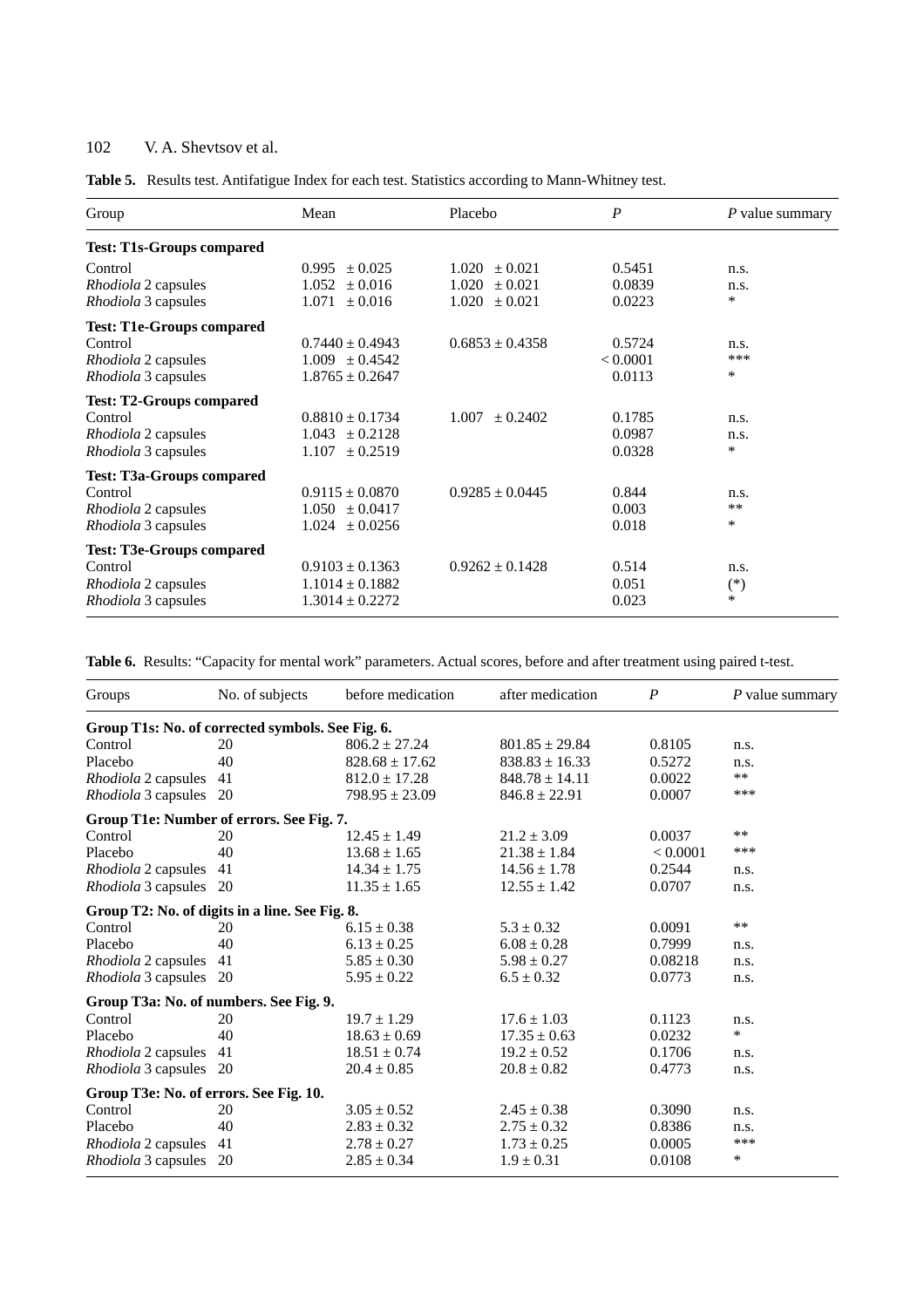**Table 5.** Results test. Antifatigue Index for each test. Statistics according to Mann-Whitney test.

| Group | Mean | Placebo | *P* | *P* value summary |
|---|---|---|---|---|
| **Test: T1s-Groups compared** | | | | |
| Control | 0.995 ± 0.025 | 1.020 ± 0.021 | 0.5451 | n.s. |
| *Rhodiola* 2 capsules | 1.052 ± 0.016 | 1.020 ± 0.021 | 0.0839 | n.s. |
| *Rhodiola* 3 capsules | 1.071 ± 0.016 | 1.020 ± 0.021 | 0.0223 | * |
| **Test: T1e-Groups compared** | | | | |
| Control | 0.7440 ± 0.4943 | 0.6853 ± 0.4358 | 0.5724 | n.s. |
| *Rhodiola* 2 capsules | 1.009 ± 0.4542 | | < 0.0001 | *** |
| *Rhodiola* 3 capsules | 1.8765 ± 0.2647 | | 0.0113 | * |
| **Test: T2-Groups compared** | | | | |
| Control | 0.8810 ± 0.1734 | 1.007 ± 0.2402 | 0.1785 | n.s. |
| *Rhodiola* 2 capsules | 1.043 ± 0.2128 | | 0.0987 | n.s. |
| *Rhodiola* 3 capsules | 1.107 ± 0.2519 | | 0.0328 | * |
| **Test: T3a-Groups compared** | | | | |
| Control | 0.9115 ± 0.0870 | 0.9285 ± 0.0445 | 0.844 | n.s. |
| *Rhodiola* 2 capsules | 1.050 ± 0.0417 | | 0.003 | ** |
| *Rhodiola* 3 capsules | 1.024 ± 0.0256 | | 0.018 | * |
| **Test: T3e-Groups compared** | | | | |
| Control | 0.9103 ± 0.1363 | 0.9262 ± 0.1428 | 0.514 | n.s. |
| *Rhodiola* 2 capsules | 1.1014 ± 0.1882 | | 0.051 | (*) |
| *Rhodiola* 3 capsules | 1.3014 ± 0.2272 | | 0.023 | * |

**Table 6.** Results: "Capacity for mental work" parameters. Actual scores, before and after treatment using paired t-test.

| Groups | No. of subjects | before medication | after medication | *P* | *P* value summary |
|---|---|---|---|---|---|
| **Group T1s: No. of corrected symbols. See Fig. 6.** | | | | | |
| Control | 20 | 806.2 ± 27.24 | 801.85 ± 29.84 | 0.8105 | n.s. |
| Placebo | 40 | 828.68 ± 17.62 | 838.83 ± 16.33 | 0.5272 | n.s. |
| *Rhodiola* 2 capsules | 41 | 812.0 ± 17.28 | 848.78 ± 14.11 | 0.0022 | ** |
| *Rhodiola* 3 capsules | 20 | 798.95 ± 23.09 | 846.8 ± 22.91 | 0.0007 | *** |
| **Group T1e: Number of errors. See Fig. 7.** | | | | | |
| Control | 20 | 12.45 ± 1.49 | 21.2 ± 3.09 | 0.0037 | ** |
| Placebo | 40 | 13.68 ± 1.65 | 21.38 ± 1.84 | < 0.0001 | *** |
| *Rhodiola* 2 capsules | 41 | 14.34 ± 1.75 | 14.56 ± 1.78 | 0.2544 | n.s. |
| *Rhodiola* 3 capsules | 20 | 11.35 ± 1.65 | 12.55 ± 1.42 | 0.0707 | n.s. |
| **Group T2: No. of digits in a line. See Fig. 8.** | | | | | |
| Control | 20 | 6.15 ± 0.38 | 5.3 ± 0.32 | 0.0091 | ** |
| Placebo | 40 | 6.13 ± 0.25 | 6.08 ± 0.28 | 0.7999 | n.s. |
| *Rhodiola* 2 capsules | 41 | 5.85 ± 0.30 | 5.98 ± 0.27 | 0.08218 | n.s. |
| *Rhodiola* 3 capsules | 20 | 5.95 ± 0.22 | 6.5 ± 0.32 | 0.0773 | n.s. |
| **Group T3a: No. of numbers. See Fig. 9.** | | | | | |
| Control | 20 | 19.7 ± 1.29 | 17.6 ± 1.03 | 0.1123 | n.s. |
| Placebo | 40 | 18.63 ± 0.69 | 17.35 ± 0.63 | 0.0232 | * |
| *Rhodiola* 2 capsules | 41 | 18.51 ± 0.74 | 19.2 ± 0.52 | 0.1706 | n.s. |
| *Rhodiola* 3 capsules | 20 | 20.4 ± 0.85 | 20.8 ± 0.82 | 0.4773 | n.s. |
| **Group T3e: No. of errors. See Fig. 10.** | | | | | |
| Control | 20 | 3.05 ± 0.52 | 2.45 ± 0.38 | 0.3090 | n.s. |
| Placebo | 40 | 2.83 ± 0.32 | 2.75 ± 0.32 | 0.8386 | n.s. |
| *Rhodiola* 2 capsules | 41 | 2.78 ± 0.27 | 1.73 ± 0.25 | 0.0005 | *** |
| *Rhodiola* 3 capsules | 20 | 2.85 ± 0.34 | 1.9 ± 0.31 | 0.0108 | * |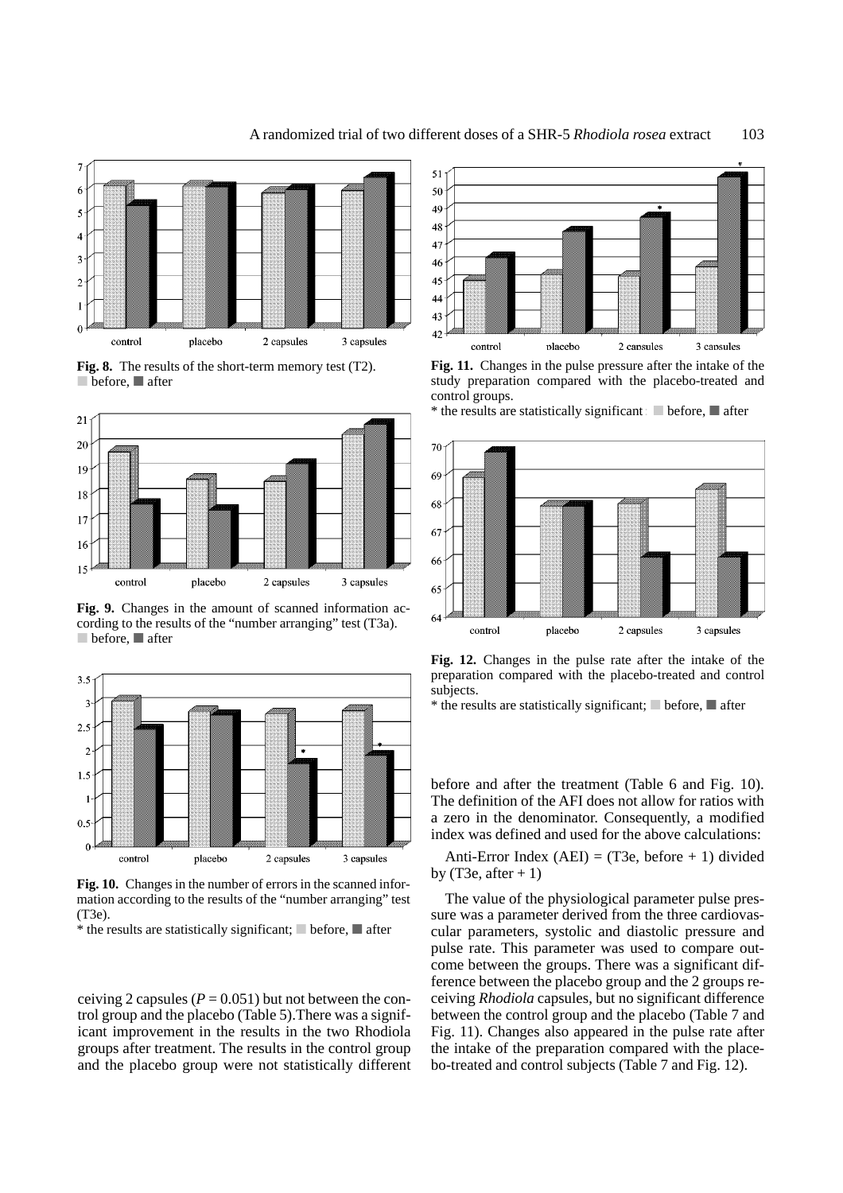**Fig. 8.** The results of the short-term memory test (T2). ■ before, ■ after

**Fig. 9.** Changes in the amount of scanned information according to the results of the "number arranging" test (T3a). ■ before, ■ after

**Fig. 10.** Changes in the number of errors in the scanned information according to the results of the "number arranging" test (T3e).
* the results are statistically significant; ■ before, ■ after

ceiving 2 capsules ($P = 0.051$) but not between the control group and the placebo (Table 5). There was a significant improvement in the results in the two Rhodiola groups after treatment. The results in the control group and the placebo group were not statistically different

**Fig. 11.** Changes in the pulse pressure after the intake of the study preparation compared with the placebo-treated and control groups.
* the results are statistically significant: ■ before, ■ after

**Fig. 12.** Changes in the pulse rate after the intake of the preparation compared with the placebo-treated and control subjects.
* the results are statistically significant; ■ before, ■ after

before and after the treatment (Table 6 and Fig. 10). The definition of the AFI does not allow for ratios with a zero in the denominator. Consequently, a modified index was defined and used for the above calculations:

Anti-Error Index (AEI) = (T3e, before + 1) divided by (T3e, after + 1)

The value of the physiological parameter pulse pressure was a parameter derived from the three cardiovascular parameters, systolic and diastolic pressure and pulse rate. This parameter was used to compare outcome between the groups. There was a significant difference between the placebo group and the 2 groups receiving *Rhodiola* capsules, but no significant difference between the control group and the placebo (Table 7 and Fig. 11). Changes also appeared in the pulse rate after the intake of the preparation compared with the placebo-treated and control subjects (Table 7 and Fig. 12).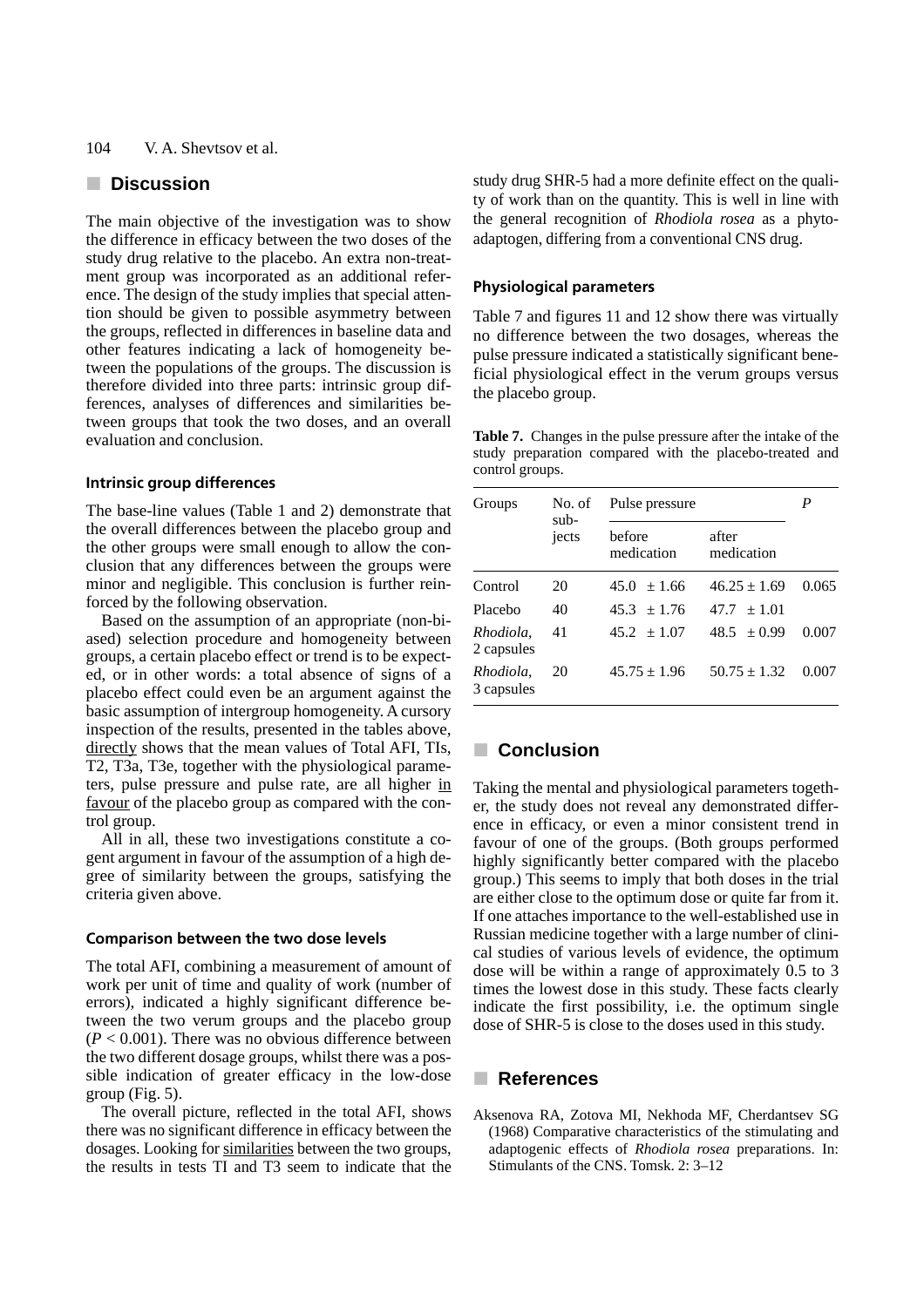## Discussion

The main objective of the investigation was to show the difference in efficacy between the two doses of the study drug relative to the placebo. An extra non-treatment group was incorporated as an additional reference. The design of the study implies that special attention should be given to possible asymmetry between the groups, reflected in differences in baseline data and other features indicating a lack of homogeneity between the populations of the groups. The discussion is therefore divided into three parts: intrinsic group differences, analyses of differences and similarities between groups that took the two doses, and an overall evaluation and conclusion.

### Intrinsic group differences

The base-line values (Table 1 and 2) demonstrate that the overall differences between the placebo group and the other groups were small enough to allow the conclusion that any differences between the groups were minor and negligible. This conclusion is further reinforced by the following observation.

Based on the assumption of an appropriate (non-biased) selection procedure and homogeneity between groups, a certain placebo effect or trend is to be expected, or in other words: a total absence of signs of a placebo effect could even be an argument against the basic assumption of intergroup homogeneity. A cursory inspection of the results, presented in the tables above, directly shows that the mean values of Total AFI, TIs, T2, T3a, T3e, together with the physiological parameters, pulse pressure and pulse rate, are all higher in favour of the placebo group as compared with the control group.

All in all, these two investigations constitute a cogent argument in favour of the assumption of a high degree of similarity between the groups, satisfying the criteria given above.

### Comparison between the two dose levels

The total AFI, combining a measurement of amount of work per unit of time and quality of work (number of errors), indicated a highly significant difference between the two verum groups and the placebo group ($P < 0.001$). There was no obvious difference between the two different dosage groups, whilst there was a possible indication of greater efficacy in the low-dose group (Fig. 5).

The overall picture, reflected in the total AFI, shows there was no significant difference in efficacy between the dosages. Looking for similarities between the two groups, the results in tests TI and T3 seem to indicate that the study drug SHR-5 had a more definite effect on the quality of work than on the quantity. This is well in line with the general recognition of *Rhodiola rosea* as a phytoadaptogen, differing from a conventional CNS drug.

### Physiological parameters

Table 7 and figures 11 and 12 show there was virtually no difference between the two dosages, whereas the pulse pressure indicated a statistically significant beneficial physiological effect in the verum groups versus the placebo group.

**Table 7.** Changes in the pulse pressure after the intake of the study preparation compared with the placebo-treated and control groups.

| Groups | No. of subjects | Pulse pressure before medication | Pulse pressure after medication | *P* |
|---|---|---|---|---|
| Control | 20 | 45.0 ± 1.66 | 46.25 ± 1.69 | 0.065 |
| Placebo | 40 | 45.3 ± 1.76 | 47.7 ± 1.01 | |
| *Rhodiola*, 2 capsules | 41 | 45.2 ± 1.07 | 48.5 ± 0.99 | 0.007 |
| *Rhodiola*, 3 capsules | 20 | 45.75 ± 1.96 | 50.75 ± 1.32 | 0.007 |

## Conclusion

Taking the mental and physiological parameters together, the study does not reveal any demonstrated difference in efficacy, or even a minor consistent trend in favour of one of the groups. (Both groups performed highly significantly better compared with the placebo group.) This seems to imply that both doses in the trial are either close to the optimum dose or quite far from it. If one attaches importance to the well-established use in Russian medicine together with a large number of clinical studies of various levels of evidence, the optimum dose will be within a range of approximately 0.5 to 3 times the lowest dose in this study. These facts clearly indicate the first possibility, i.e. the optimum single dose of SHR-5 is close to the doses used in this study.

## References

Aksenova RA, Zotova MI, Nekhoda MF, Cherdantsev SG (1968) Comparative characteristics of the stimulating and adaptogenic effects of *Rhodiola rosea* preparations. In: Stimulants of the CNS. Tomsk. 2: 3–12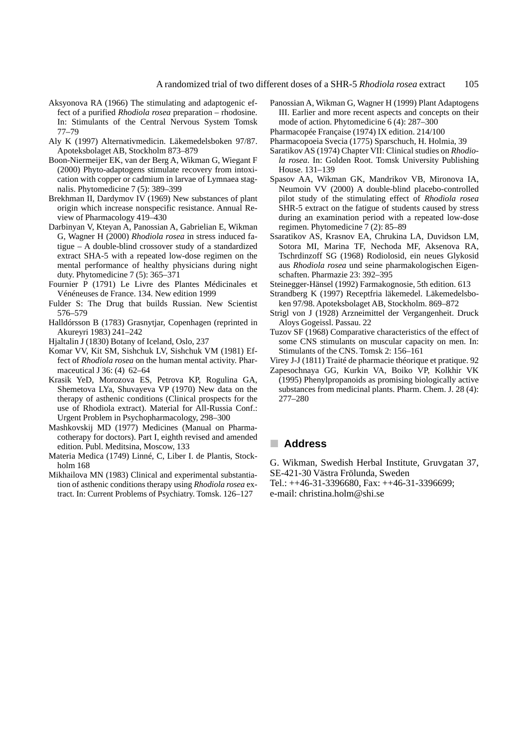Aksyonova RA (1966) The stimulating and adaptogenic effect of a purified *Rhodiola rosea* preparation – rhodosine. In: Stimulants of the Central Nervous System Tomsk 77–79

Aly K (1997) Alternativmedicin. Läkemedelsboken 97/87. Apoteksbolaget AB, Stockholm 873–879

Boon-Niermeijer EK, van der Berg A, Wikman G, Wiegant F (2000) Phyto-adaptogens stimulate recovery from intoxication with copper or cadmium in larvae of Lymnaea stagnalis. Phytomedicine 7 (5): 389–399

Brekhman II, Dardymov IV (1969) New substances of plant origin which increase nonspecific resistance. Annual Review of Pharmacology 419–430

Darbinyan V, Kteyan A, Panossian A, Gabrielian E, Wikman G, Wagner H (2000) *Rhodiola rosea* in stress induced fatigue – A double-blind crossover study of a standardized extract SHA-5 with a repeated low-dose regimen on the mental performance of healthy physicians during night duty. Phytomedicine 7 (5): 365–371

Fournier P (1791) Le Livre des Plantes Médicinales et Vénéneuses de France. 134. New edition 1999

Fulder S: The Drug that builds Russian. New Scientist 576–579

Halldórsson B (1783) Grasnytjar, Copenhagen (reprinted in Akureyri 1983) 241–242

Hjaltalin J (1830) Botany of Iceland, Oslo, 237

Komar VV, Kit SM, Sishchuk LV, Sishchuk VM (1981) Effect of *Rhodiola rosea* on the human mental activity. Pharmaceutical J 36: (4) 62–64

Krasik YeD, Morozova ES, Petrova KP, Rogulina GA, Shemetova LYa, Shuvayeva VP (1970) New data on the therapy of asthenic conditions (Clinical prospects for the use of Rhodiola extract). Material for All-Russia Conf.: Urgent Problem in Psychopharmacology, 298–300

Mashkovskij MD (1977) Medicines (Manual on Pharmacotherapy for doctors). Part I, eighth revised and amended edition. Publ. Meditsina, Moscow, 133

Materia Medica (1749) Linné, C, Liber I. de Plantis, Stockholm 168

Mikhailova MN (1983) Clinical and experimental substantiation of asthenic conditions therapy using *Rhodiola rosea* extract. In: Current Problems of Psychiatry. Tomsk. 126–127

Panossian A, Wikman G, Wagner H (1999) Plant Adaptogens III. Earlier and more recent aspects and concepts on their mode of action. Phytomedicine 6 (4): 287–300

Pharmacopée Française (1974) IX edition. 214/100

Pharmacopoeia Svecia (1775) Sparschuch, H. Holmia, 39

Saratikov AS (1974) Chapter VII: Clinical studies on *Rhodiola rosea*. In: Golden Root. Tomsk University Publishing House. 131–139

Spasov AA, Wikman GK, Mandrikov VB, Mironova IA, Neumoin VV (2000) A double-blind placebo-controlled pilot study of the stimulating effect of *Rhodiola rosea* SHR-5 extract on the fatigue of students caused by stress during an examination period with a repeated low-dose regimen. Phytomedicine 7 (2): 85–89

Ssaratikov AS, Krasnov EA, Chrukina LA, Duvidson LM, Sotora MI, Marina TF, Nechoda MF, Aksenova RA, Tschrdinzoff SG (1968) Rodiolosid, ein neues Glykosid aus *Rhodiola rosea* und seine pharmakologischen Eigenschaften. Pharmazie 23: 392–395

Steinegger-Hänsel (1992) Farmakognosie, 5th edition. 613

Strandberg K (1997) Receptfria läkemedel. Läkemedelsboken 97/98. Apoteksbolaget AB, Stockholm. 869–872

Strigl von J (1928) Arzneimittel der Vergangenheit. Druck Aloys Gogeissl. Passau. 22

Tuzov SF (1968) Comparative characteristics of the effect of some CNS stimulants on muscular capacity on men. In: Stimulants of the CNS. Tomsk 2: 156–161

Virey J-J (1811) Traité de pharmacie théorique et pratique. 92

Zapesochnaya GG, Kurkin VA, Boiko VP, Kolkhir VK (1995) Phenylpropanoids as promising biologically active substances from medicinal plants. Pharm. Chem. J. 28 (4): 277–280

## Address

G. Wikman, Swedish Herbal Institute, Gruvgatan 37, SE-421-30 Västra Frölunda, Sweden
Tel.: ++46-31-3396680, Fax: ++46-31-3396699;
e-mail: christina.holm@shi.se